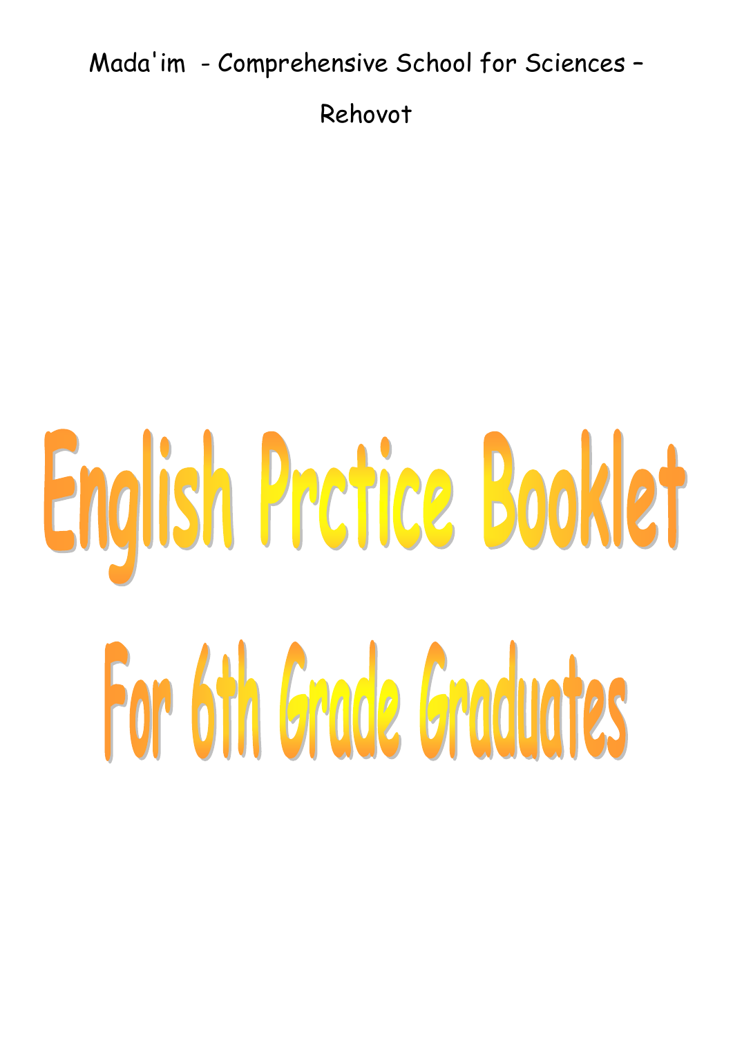Mada'im - Comprehensive School for Sciences –

Rehovot

# English Prctice Booklet

# For 6th Grade Graduates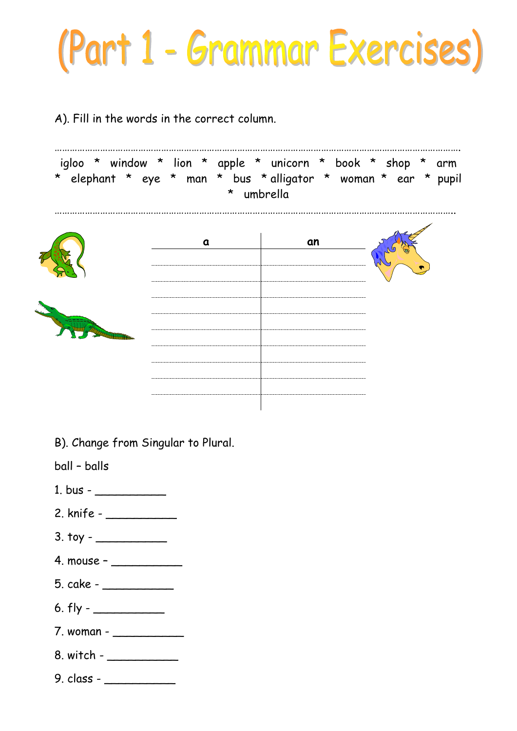# (Part 1 - Grammar Exercises)

A). Fill in the words in the correct column.

………………………………………………………………………………………………………………………………………

igloo * window * lion * apple * unicorn * book * shop * arm * elephant * eye * man * bus * alligator * woman * ear * pupil * umbrella

………………………………………………………………………………………………………………………………………

| a | an |
|---|---|
| | |
| | |
| | |
| | |
| | |
| | |
| | |
| | |
| | |

B). Change from Singular to Plural.

ball – balls

1. bus - ___________
2. knife - ___________
3. toy - ___________
4. mouse – ___________
5. cake - ___________
6. fly - ___________
7. woman - ___________
8. witch - ___________
9. class - ___________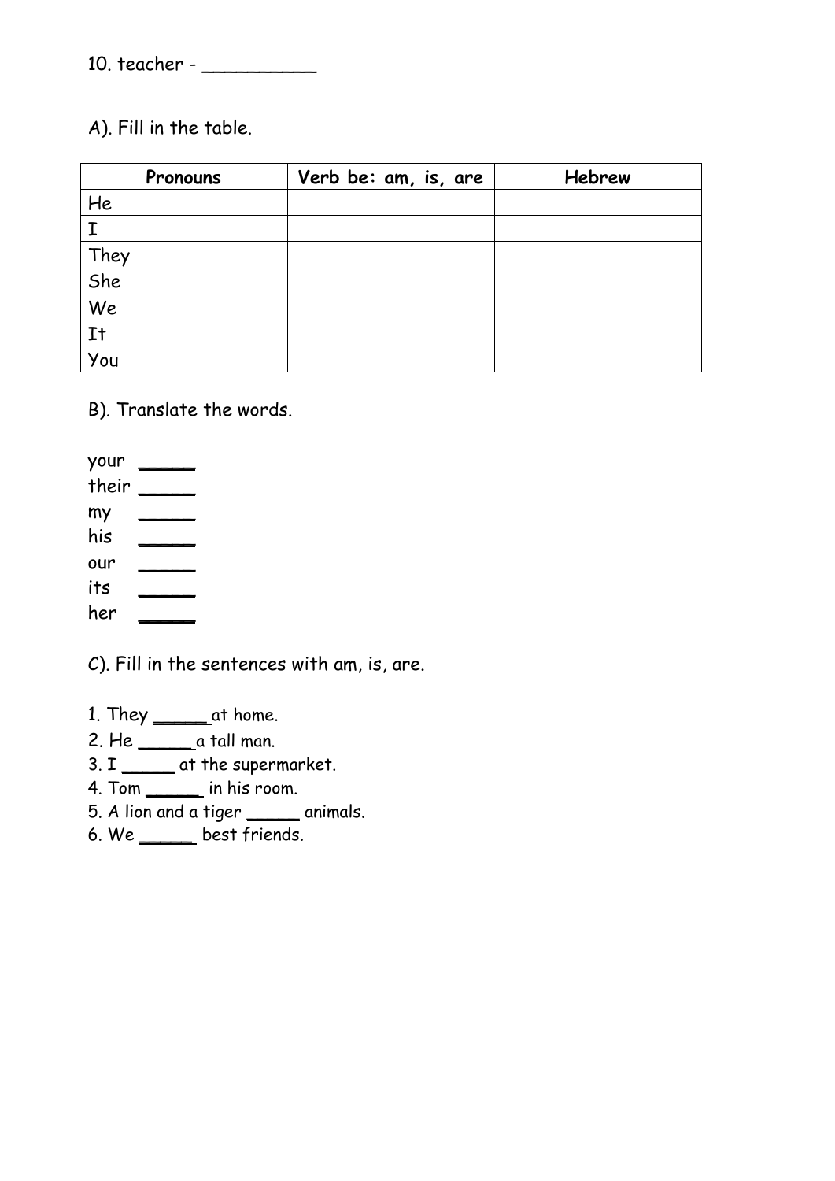10. teacher - __________

A). Fill in the table.

| Pronouns | Verb be: am, is, are | Hebrew |
|---|---|---|
| He | | |
| I | | |
| They | | |
| She | | |
| We | | |
| It | | |
| You | | |

B). Translate the words.

your _____
their _____
my _____
his _____
our _____
its _____
her _____

C). Fill in the sentences with am, is, are.

1. They _____ at home.
2. He _____ a tall man.
3. I _____ at the supermarket.
4. Tom _____ in his room.
5. A lion and a tiger _____ animals.
6. We _____ best friends.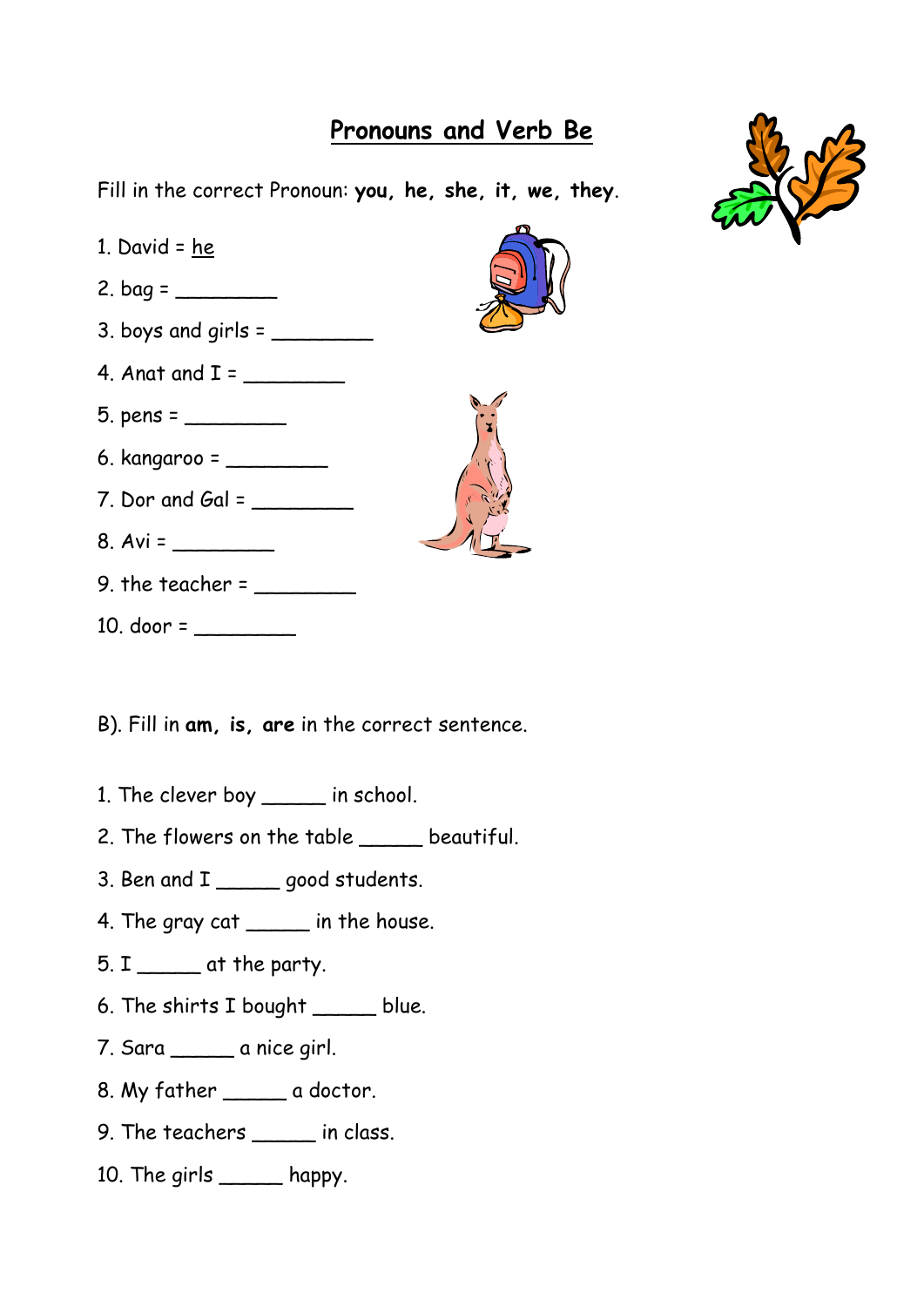# Pronouns and Verb Be

Fill in the correct Pronoun: **you, he, she, it, we, they**.

1. David = he
2. bag = _________
3. boys and girls = _________
4. Anat and I = _________
5. pens = _________
6. kangaroo = _________
7. Dor and Gal = _________
8. Avi = _________
9. the teacher = _________
10. door = _________

B). Fill in **am, is, are** in the correct sentence.

1. The clever boy ______ in school.
2. The flowers on the table ______ beautiful.
3. Ben and I ______ good students.
4. The gray cat ______ in the house.
5. I ______ at the party.
6. The shirts I bought ______ blue.
7. Sara ______ a nice girl.
8. My father ______ a doctor.
9. The teachers ______ in class.
10. The girls ______ happy.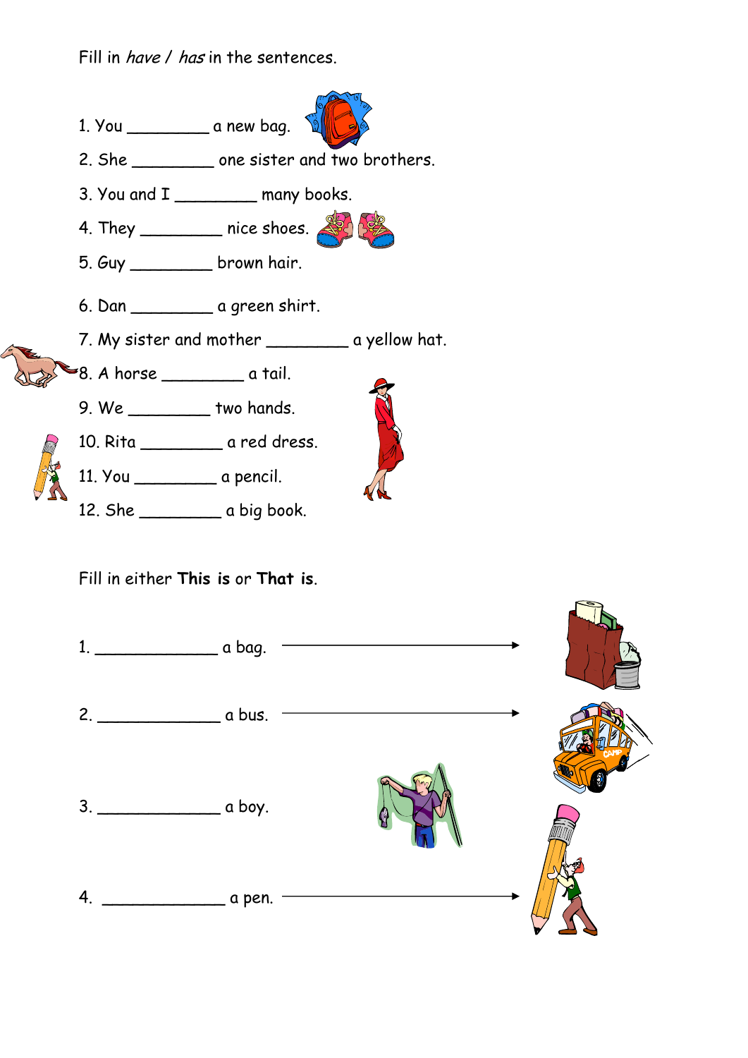Fill in *have* / *has* in the sentences.

1. You _________ a new bag.
2. She _________ one sister and two brothers.
3. You and I _________ many books.
4. They _________ nice shoes.
5. Guy _________ brown hair.
6. Dan _________ a green shirt.
7. My sister and mother _________ a yellow hat.
8. A horse _________ a tail.
9. We _________ two hands.
10. Rita _________ a red dress.
11. You _________ a pencil.
12. She _________ a big book.

Fill in either **This is** or **That is**.

1. _____________ a bag. ⟶
2. _____________ a bus. ⟶
3. _____________ a boy.
4. _____________ a pen. ⟶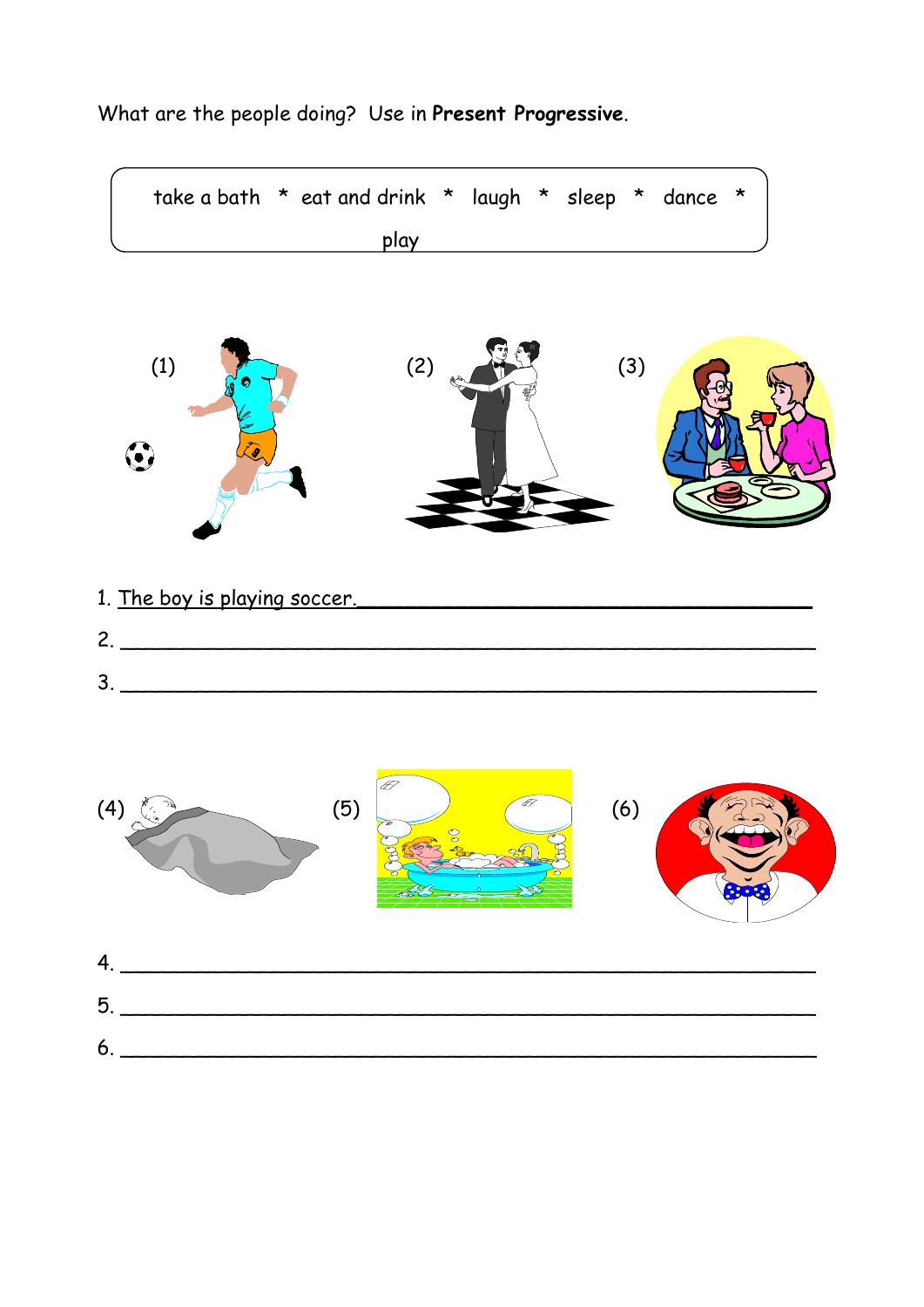What are the people doing? Use in **Present Progressive**.

take a bath * eat and drink * laugh * sleep * dance * play

(1) (2) (3)

1. The boy is playing soccer.____________________________________
2. ______________________________________________________________
3. ______________________________________________________________

(4) (5) (6)

4. ______________________________________________________________
5. ______________________________________________________________
6. ______________________________________________________________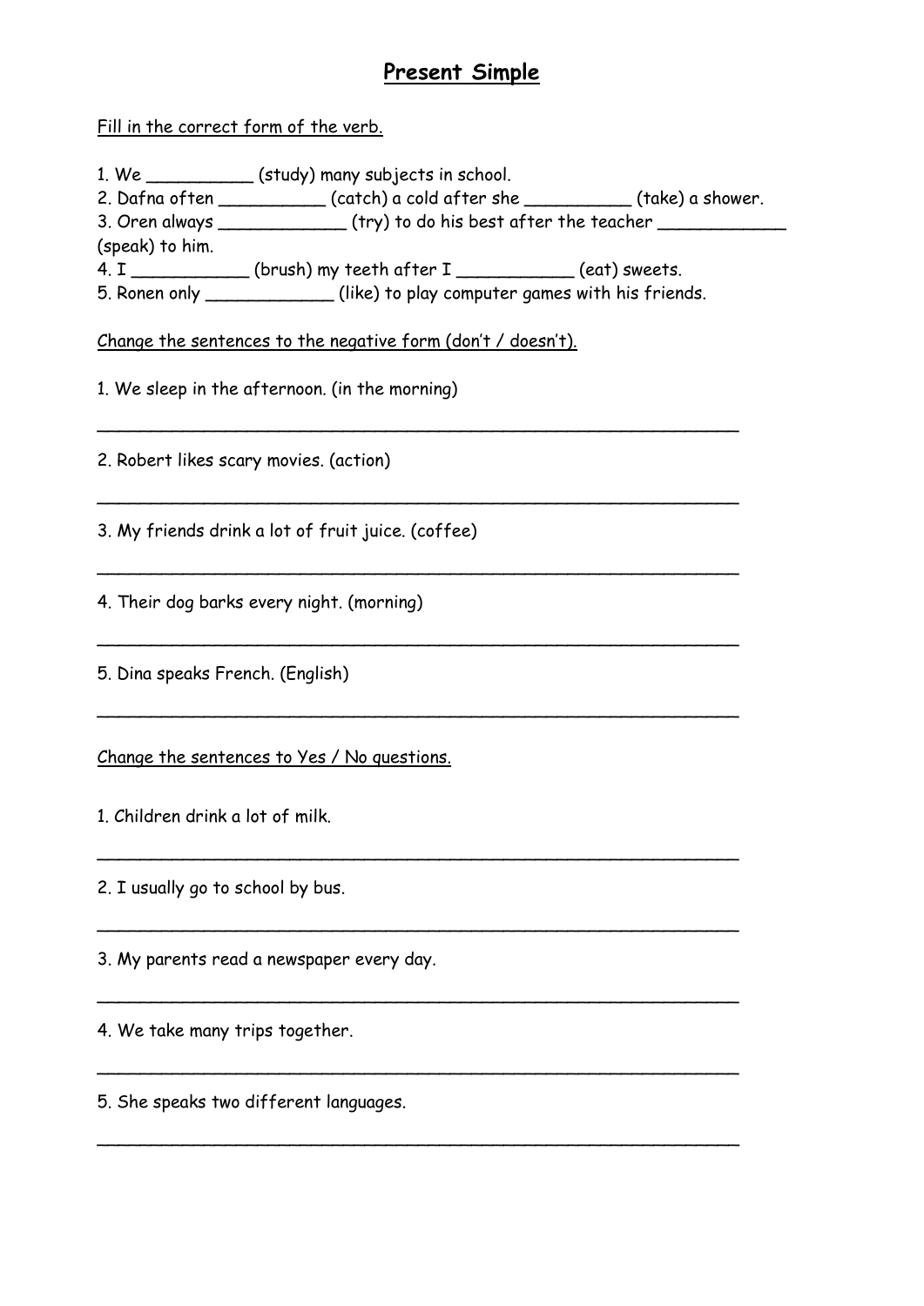# Present Simple

Fill in the correct form of the verb.

1. We __________ (study) many subjects in school.
2. Dafna often __________ (catch) a cold after she __________ (take) a shower.
3. Oren always ____________ (try) to do his best after the teacher ____________ (speak) to him.
4. I ___________ (brush) my teeth after I ___________ (eat) sweets.
5. Ronen only ____________ (like) to play computer games with his friends.

Change the sentences to the negative form (don't / doesn't).

1. We sleep in the afternoon. (in the morning)

_______________________________________________________________

2. Robert likes scary movies. (action)

_______________________________________________________________

3. My friends drink a lot of fruit juice. (coffee)

_______________________________________________________________

4. Their dog barks every night. (morning)

_______________________________________________________________

5. Dina speaks French. (English)

_______________________________________________________________

Change the sentences to Yes / No questions.

1. Children drink a lot of milk.

_______________________________________________________________

2. I usually go to school by bus.

_______________________________________________________________

3. My parents read a newspaper every day.

_______________________________________________________________

4. We take many trips together.

_______________________________________________________________

5. She speaks two different languages.

_______________________________________________________________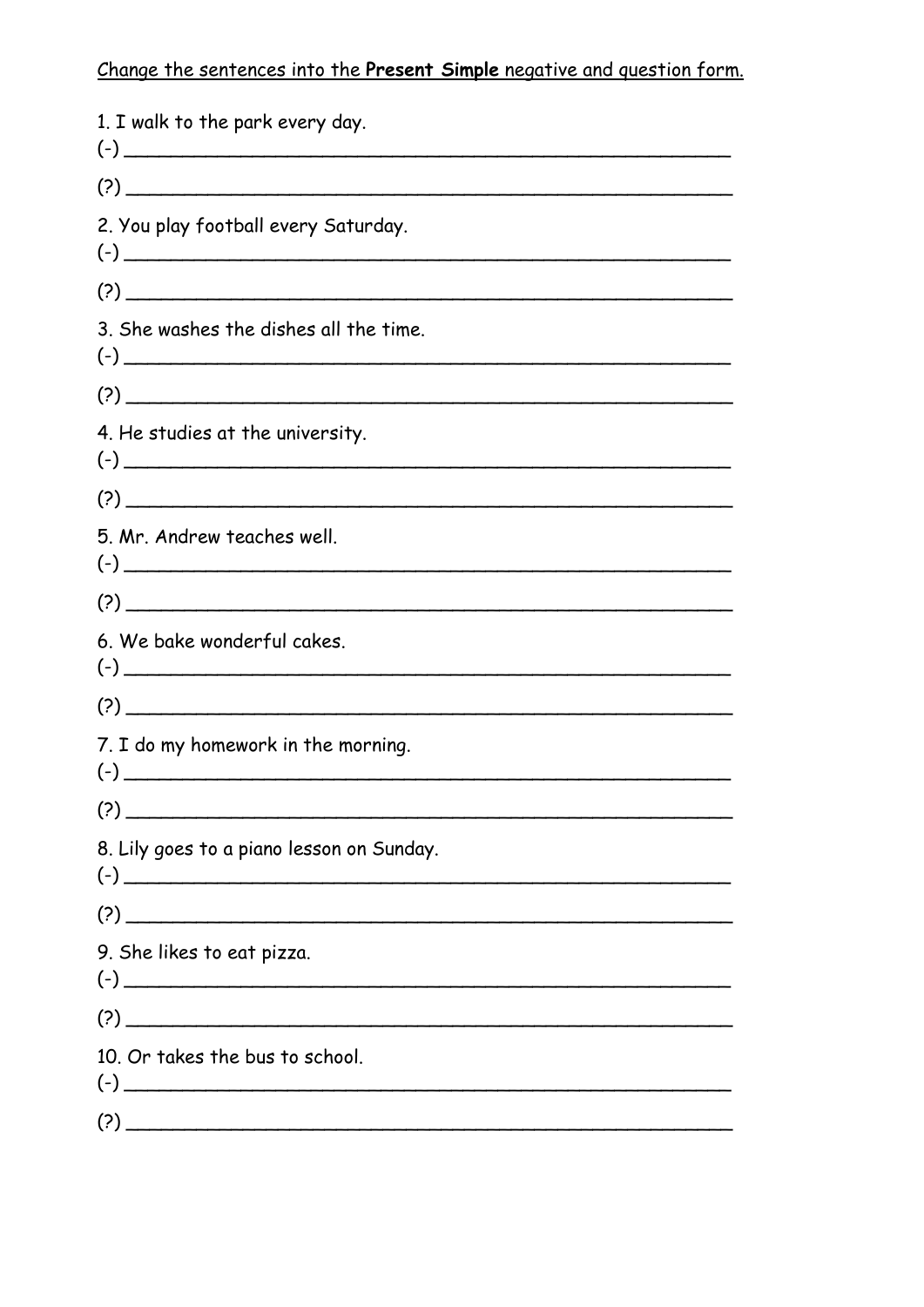<u>Change the sentences into the **Present Simple** negative and question form.</u>

1. I walk to the park every day.
(-) ______________________________________________________
(?) ______________________________________________________

2. You play football every Saturday.
(-) ______________________________________________________
(?) ______________________________________________________

3. She washes the dishes all the time.
(-) ______________________________________________________
(?) ______________________________________________________

4. He studies at the university.
(-) ______________________________________________________
(?) ______________________________________________________

5. Mr. Andrew teaches well.
(-) ______________________________________________________
(?) ______________________________________________________

6. We bake wonderful cakes.
(-) ______________________________________________________
(?) ______________________________________________________

7. I do my homework in the morning.
(-) ______________________________________________________
(?) ______________________________________________________

8. Lily goes to a piano lesson on Sunday.
(-) ______________________________________________________
(?) ______________________________________________________

9. She likes to eat pizza.
(-) ______________________________________________________
(?) ______________________________________________________

10. Or takes the bus to school.
(-) ______________________________________________________
(?) ______________________________________________________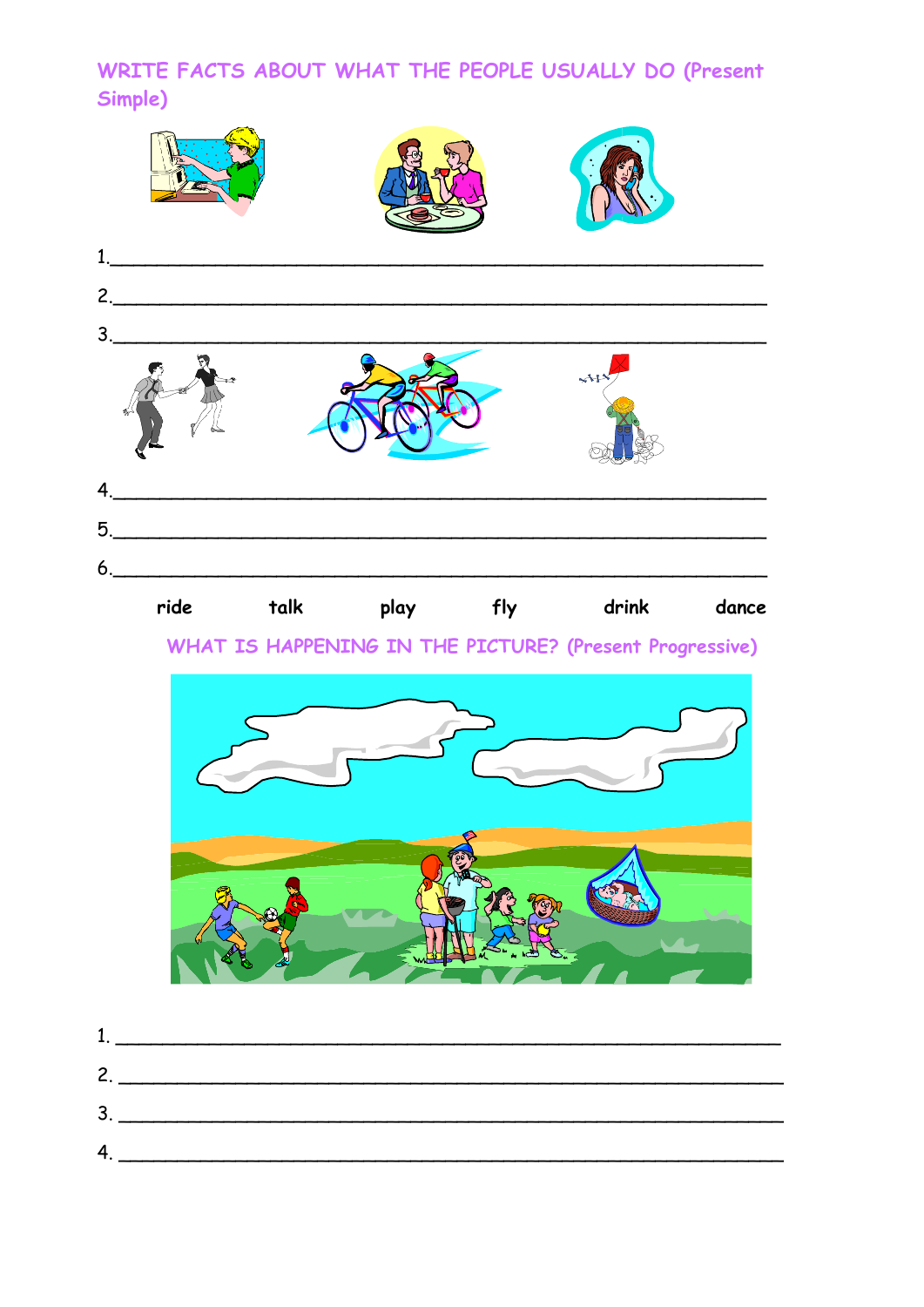## WRITE FACTS ABOUT WHAT THE PEOPLE USUALLY DO (Present Simple)

1.\_\_\_\_\_\_\_\_\_\_\_\_\_\_\_\_\_\_\_\_\_\_\_\_\_\_\_\_\_\_\_\_\_\_\_\_\_\_\_\_\_\_\_\_\_\_\_\_\_\_\_\_\_\_

2.\_\_\_\_\_\_\_\_\_\_\_\_\_\_\_\_\_\_\_\_\_\_\_\_\_\_\_\_\_\_\_\_\_\_\_\_\_\_\_\_\_\_\_\_\_\_\_\_\_\_\_\_\_\_

3.\_\_\_\_\_\_\_\_\_\_\_\_\_\_\_\_\_\_\_\_\_\_\_\_\_\_\_\_\_\_\_\_\_\_\_\_\_\_\_\_\_\_\_\_\_\_\_\_\_\_\_\_\_\_

4.\_\_\_\_\_\_\_\_\_\_\_\_\_\_\_\_\_\_\_\_\_\_\_\_\_\_\_\_\_\_\_\_\_\_\_\_\_\_\_\_\_\_\_\_\_\_\_\_\_\_\_\_\_\_

5.\_\_\_\_\_\_\_\_\_\_\_\_\_\_\_\_\_\_\_\_\_\_\_\_\_\_\_\_\_\_\_\_\_\_\_\_\_\_\_\_\_\_\_\_\_\_\_\_\_\_\_\_\_\_

6.\_\_\_\_\_\_\_\_\_\_\_\_\_\_\_\_\_\_\_\_\_\_\_\_\_\_\_\_\_\_\_\_\_\_\_\_\_\_\_\_\_\_\_\_\_\_\_\_\_\_\_\_\_\_

**ride    talk    play    fly    drink    dance**

## WHAT IS HAPPENING IN THE PICTURE? (Present Progressive)

1. \_\_\_\_\_\_\_\_\_\_\_\_\_\_\_\_\_\_\_\_\_\_\_\_\_\_\_\_\_\_\_\_\_\_\_\_\_\_\_\_\_\_\_\_\_\_\_\_\_\_\_\_\_\_

2. \_\_\_\_\_\_\_\_\_\_\_\_\_\_\_\_\_\_\_\_\_\_\_\_\_\_\_\_\_\_\_\_\_\_\_\_\_\_\_\_\_\_\_\_\_\_\_\_\_\_\_\_\_\_

3. \_\_\_\_\_\_\_\_\_\_\_\_\_\_\_\_\_\_\_\_\_\_\_\_\_\_\_\_\_\_\_\_\_\_\_\_\_\_\_\_\_\_\_\_\_\_\_\_\_\_\_\_\_\_

4. \_\_\_\_\_\_\_\_\_\_\_\_\_\_\_\_\_\_\_\_\_\_\_\_\_\_\_\_\_\_\_\_\_\_\_\_\_\_\_\_\_\_\_\_\_\_\_\_\_\_\_\_\_\_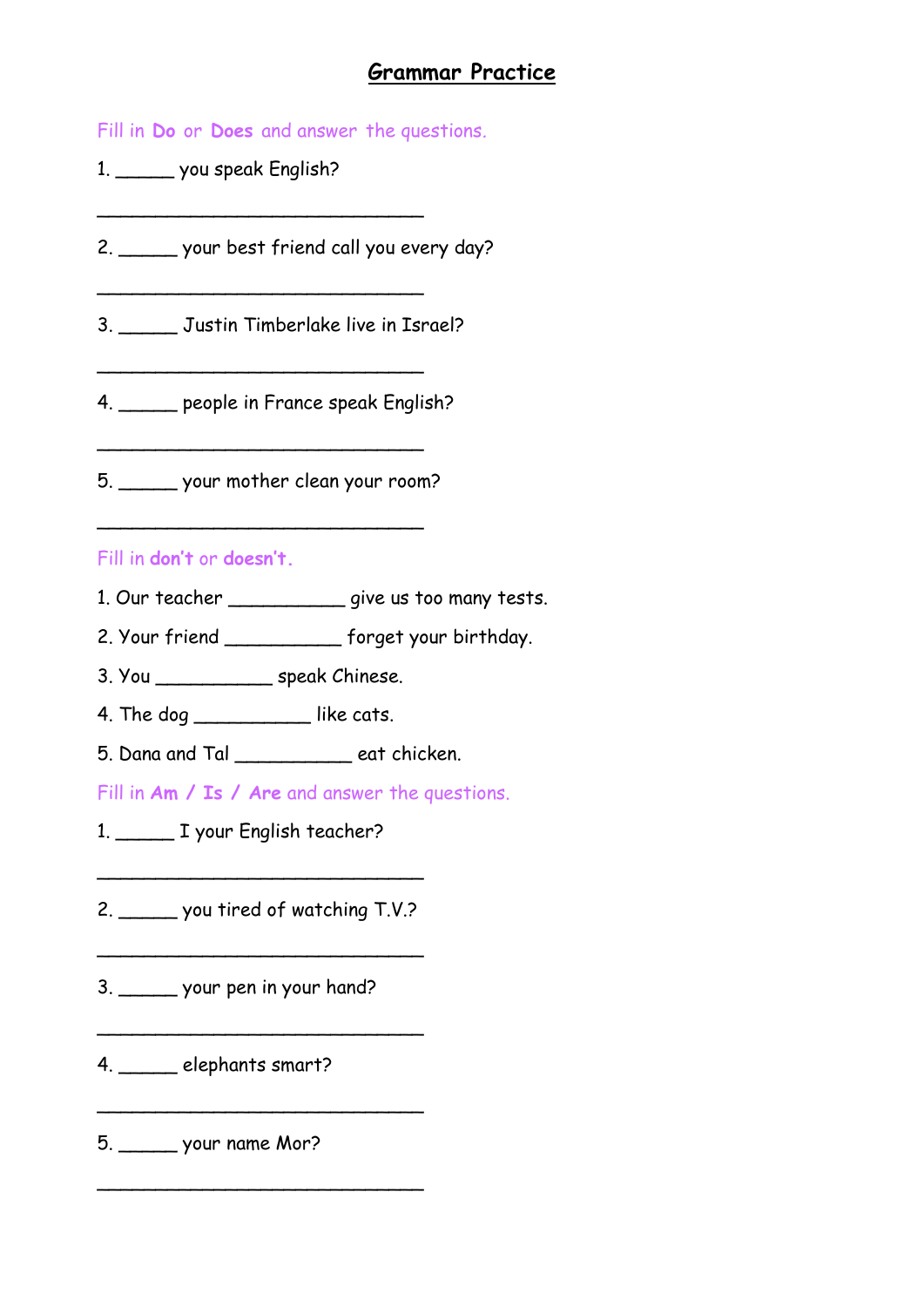# Grammar Practice

Fill in **Do** or **Does** and answer the questions.

1. ______ you speak English?

________________________________

2. ______ your best friend call you every day?

________________________________

3. ______ Justin Timberlake live in Israel?

________________________________

4. ______ people in France speak English?

________________________________

5. ______ your mother clean your room?

________________________________

Fill in **don't** or **doesn't**.

1. Our teacher ___________ give us too many tests.
2. Your friend ___________ forget your birthday.
3. You ___________ speak Chinese.
4. The dog ___________ like cats.
5. Dana and Tal ___________ eat chicken.

Fill in **Am / Is / Are** and answer the questions.

1. ______ I your English teacher?

________________________________

2. ______ you tired of watching T.V.?

________________________________

3. ______ your pen in your hand?

________________________________

4. ______ elephants smart?

________________________________

5. ______ your name Mor?

________________________________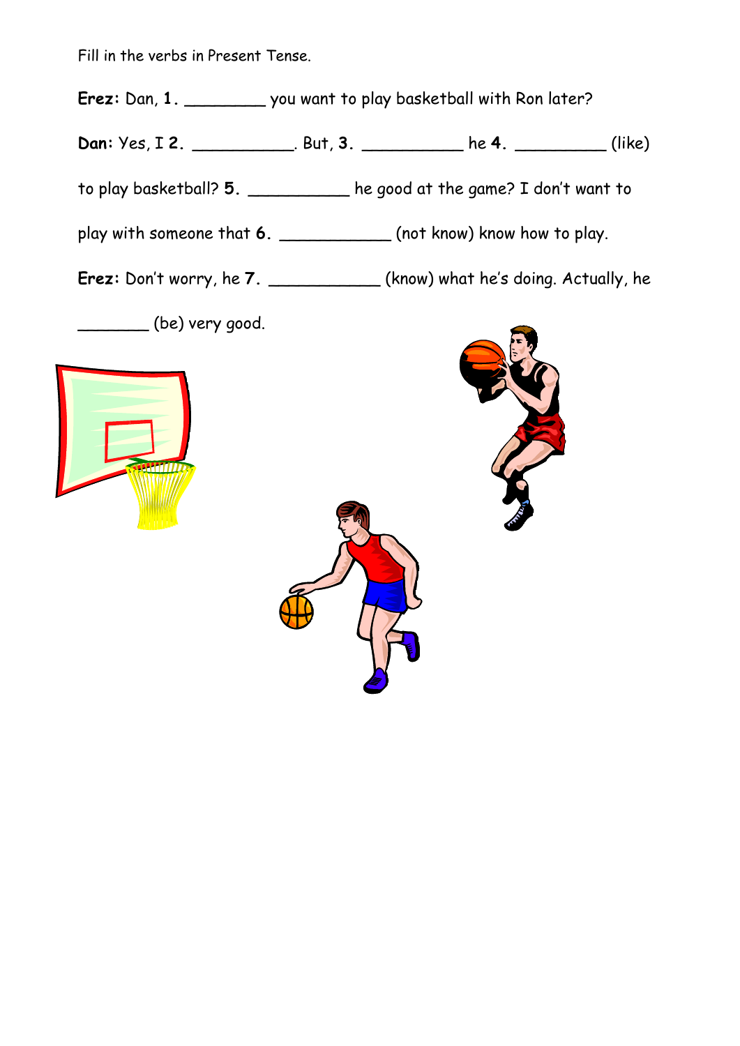Fill in the verbs in Present Tense.

**Erez:** Dan, **1.** ________ you want to play basketball with Ron later?

**Dan:** Yes, I **2.** __________. But, **3.** __________ he **4.** _________ (like) to play basketball? **5.** __________ he good at the game? I don't want to play with someone that **6.** ___________ (not know) know how to play.

**Erez:** Don't worry, he **7.** ___________ (know) what he's doing. Actually, he _______ (be) very good.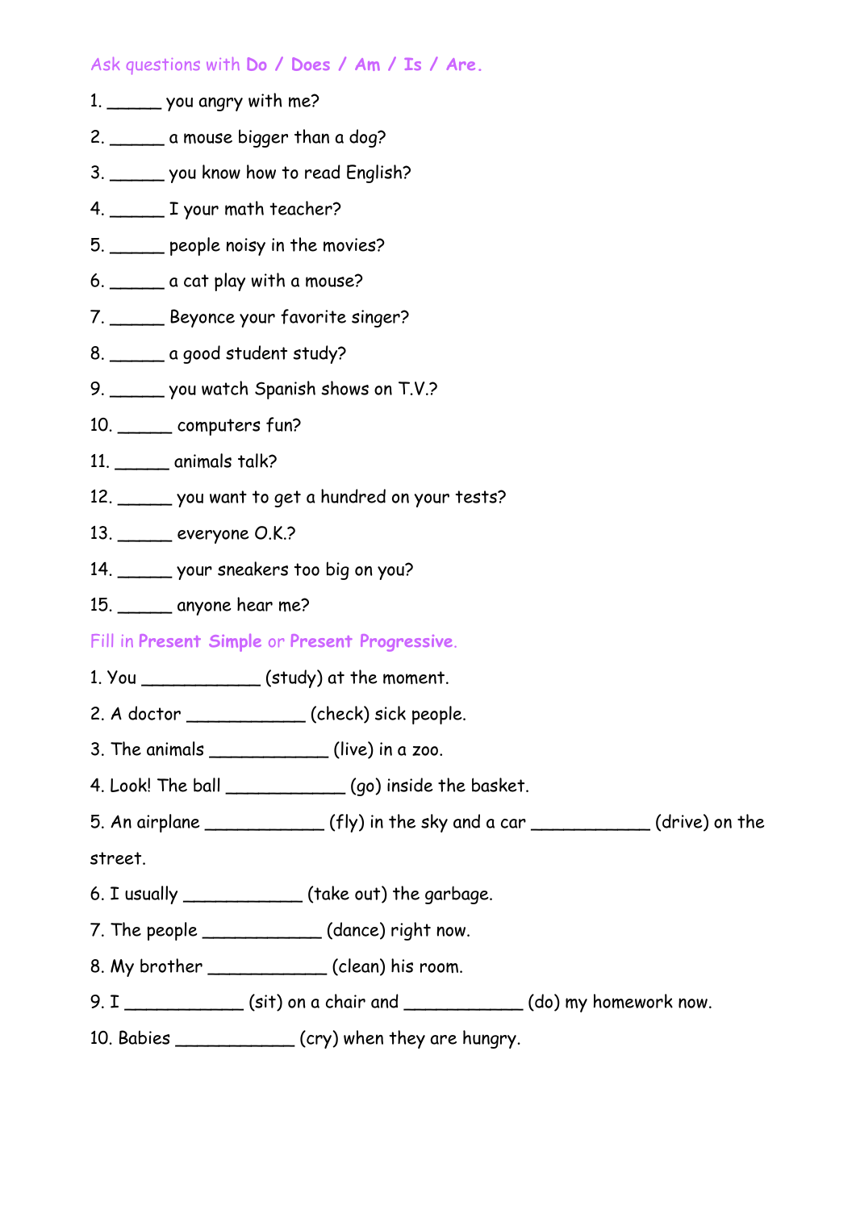Ask questions with **Do / Does / Am / Is / Are.**

1. ______ you angry with me?
2. ______ a mouse bigger than a dog?
3. ______ you know how to read English?
4. ______ I your math teacher?
5. ______ people noisy in the movies?
6. ______ a cat play with a mouse?
7. ______ Beyonce your favorite singer?
8. ______ a good student study?
9. ______ you watch Spanish shows on T.V.?
10. ______ computers fun?
11. ______ animals talk?
12. ______ you want to get a hundred on your tests?
13. ______ everyone O.K.?
14. ______ your sneakers too big on you?
15. ______ anyone hear me?

Fill in **Present Simple** or **Present Progressive**.

1. You ____________ (study) at the moment.
2. A doctor ____________ (check) sick people.
3. The animals ____________ (live) in a zoo.
4. Look! The ball ____________ (go) inside the basket.
5. An airplane ____________ (fly) in the sky and a car ____________ (drive) on the street.
6. I usually ____________ (take out) the garbage.
7. The people ____________ (dance) right now.
8. My brother ____________ (clean) his room.
9. I ____________ (sit) on a chair and ____________ (do) my homework now.
10. Babies ____________ (cry) when they are hungry.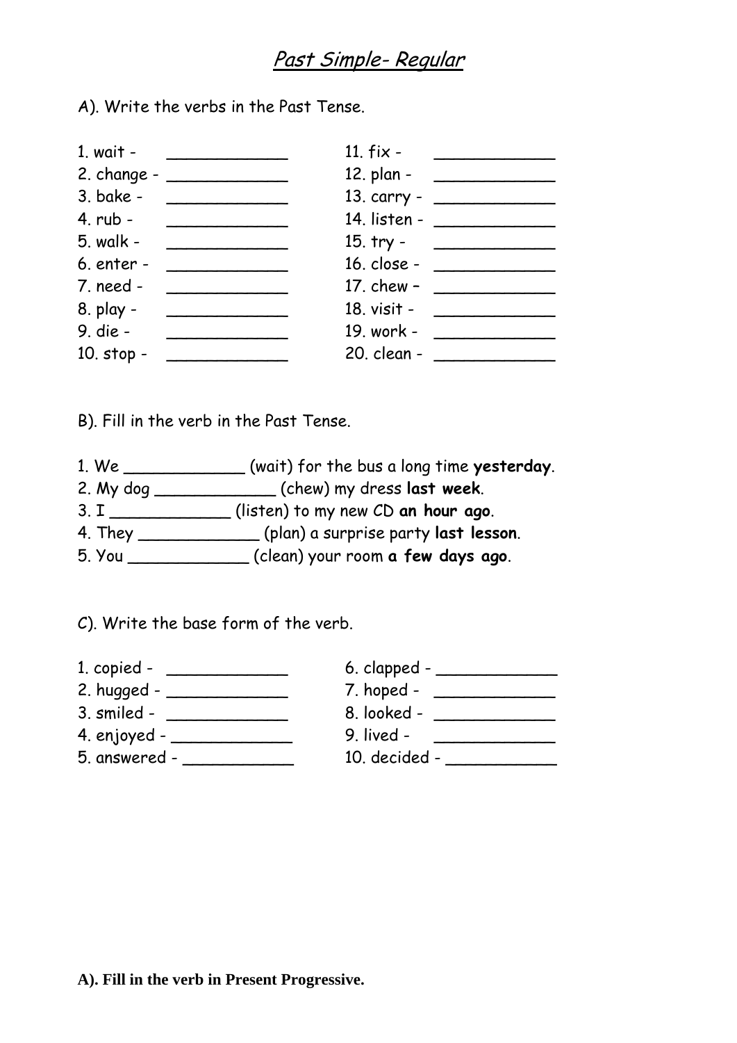# *Past Simple- Regular*

A). Write the verbs in the Past Tense.

1. wait - ____________
2. change - ____________
3. bake - ____________
4. rub - ____________
5. walk - ____________
6. enter - ____________
7. need - ____________
8. play - ____________
9. die - ____________
10. stop - ____________
11. fix - ____________
12. plan - ____________
13. carry - ____________
14. listen - ____________
15. try - ____________
16. close - ____________
17. chew – ____________
18. visit - ____________
19. work - ____________
20. clean - ____________

B). Fill in the verb in the Past Tense.

1. We ____________ (wait) for the bus a long time **yesterday**.
2. My dog ____________ (chew) my dress **last week**.
3. I ____________ (listen) to my new CD **an hour ago**.
4. They ____________ (plan) a surprise party **last lesson**.
5. You ____________ (clean) your room **a few days ago**.

C). Write the base form of the verb.

1. copied - ____________
2. hugged - ____________
3. smiled - ____________
4. enjoyed - ____________
5. answered - ___________
6. clapped - ____________
7. hoped - ____________
8. looked - ____________
9. lived - ____________
10. decided - ___________

**A). Fill in the verb in Present Progressive.**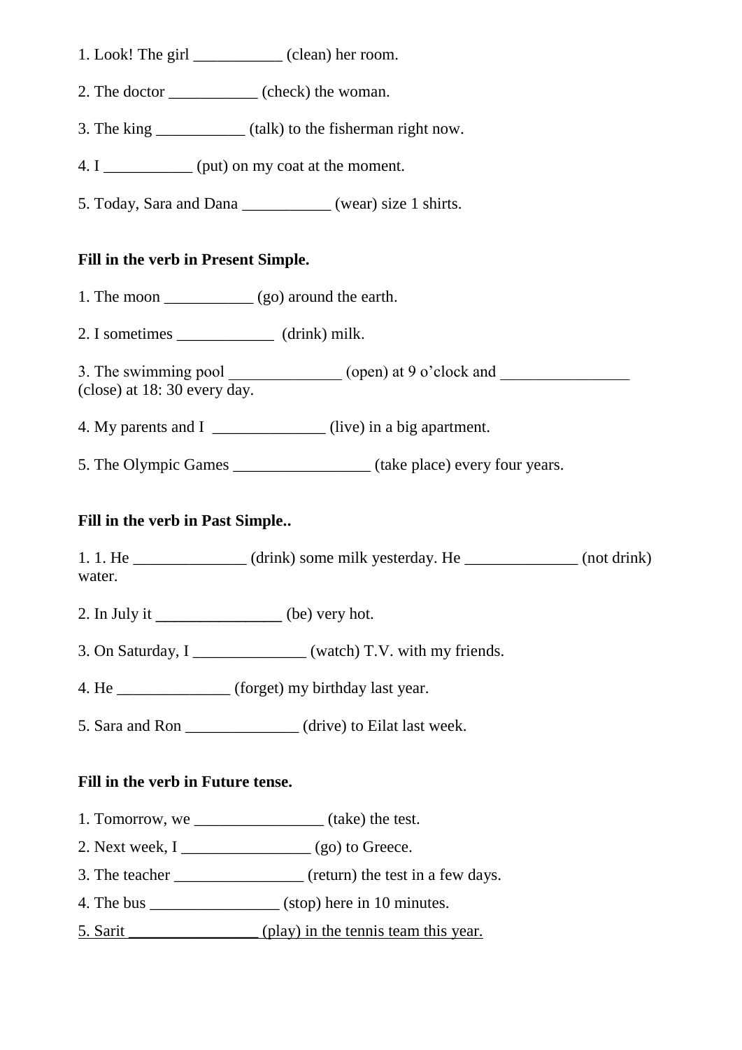1. Look! The girl ___________ (clean) her room.

2. The doctor ___________ (check) the woman.

3. The king ___________ (talk) to the fisherman right now.

4. I ___________ (put) on my coat at the moment.

5. Today, Sara and Dana ___________ (wear) size 1 shirts.

**Fill in the verb in Present Simple.**

1. The moon ___________ (go) around the earth.

2. I sometimes ____________ (drink) milk.

3. The swimming pool ______________ (open) at 9 o'clock and ________________ (close) at 18: 30 every day.

4. My parents and I ______________ (live) in a big apartment.

5. The Olympic Games _________________ (take place) every four years.

**Fill in the verb in Past Simple..**

1. 1. He ______________ (drink) some milk yesterday. He ______________ (not drink) water.

2. In July it ________________ (be) very hot.

3. On Saturday, I ______________ (watch) T.V. with my friends.

4. He ______________ (forget) my birthday last year.

5. Sara and Ron ______________ (drive) to Eilat last week.

**Fill in the verb in Future tense.**

1. Tomorrow, we ________________ (take) the test.

2. Next week, I ________________ (go) to Greece.

3. The teacher ________________ (return) the test in a few days.

4. The bus ________________ (stop) here in 10 minutes.

5. Sarit ________________ (play) in the tennis team this year.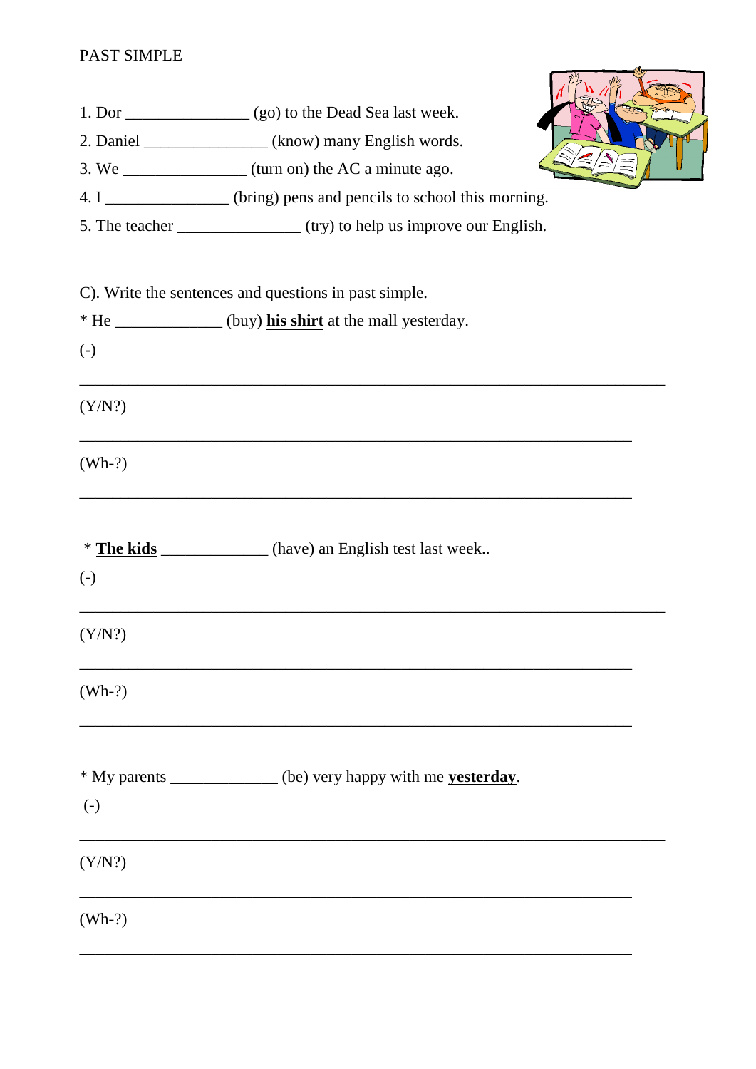PAST SIMPLE

1. Dor _______________ (go) to the Dead Sea last week.
2. Daniel _______________ (know) many English words.
3. We _______________ (turn on) the AC a minute ago.
4. I _______________ (bring) pens and pencils to school this morning.
5. The teacher _______________ (try) to help us improve our English.

C). Write the sentences and questions in past simple.

* He _____________ (buy) **his shirt** at the mall yesterday.

(-)

___________________________________________________________________________

(Y/N?)

_______________________________________________________________________

(Wh-?)

_______________________________________________________________________

* **The kids** _____________ (have) an English test last week..

(-)

___________________________________________________________________________

(Y/N?)

_______________________________________________________________________

(Wh-?)

_______________________________________________________________________

* My parents _____________ (be) very happy with me **yesterday**.

(-)

___________________________________________________________________________

(Y/N?)

_______________________________________________________________________

(Wh-?)

_______________________________________________________________________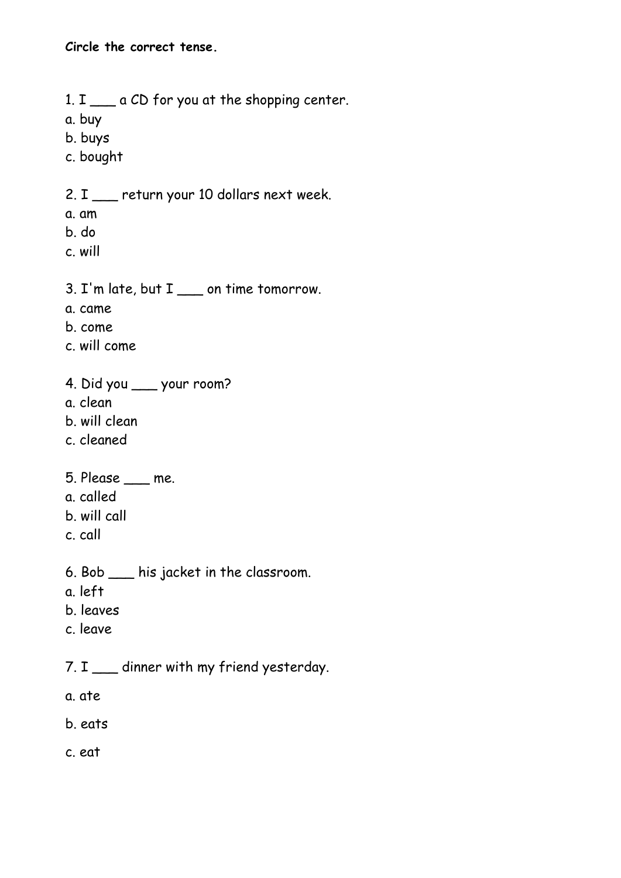**Circle the correct tense.**

1. I ___ a CD for you at the shopping center.
a. buy
b. buys
c. bought

2. I ___ return your 10 dollars next week.
a. am
b. do
c. will

3. I'm late, but I ___ on time tomorrow.
a. came
b. come
c. will come

4. Did you ___ your room?
a. clean
b. will clean
c. cleaned

5. Please ___ me.
a. called
b. will call
c. call

6. Bob ___ his jacket in the classroom.
a. left
b. leaves
c. leave

7. I ___ dinner with my friend yesterday.

a. ate

b. eats

c. eat